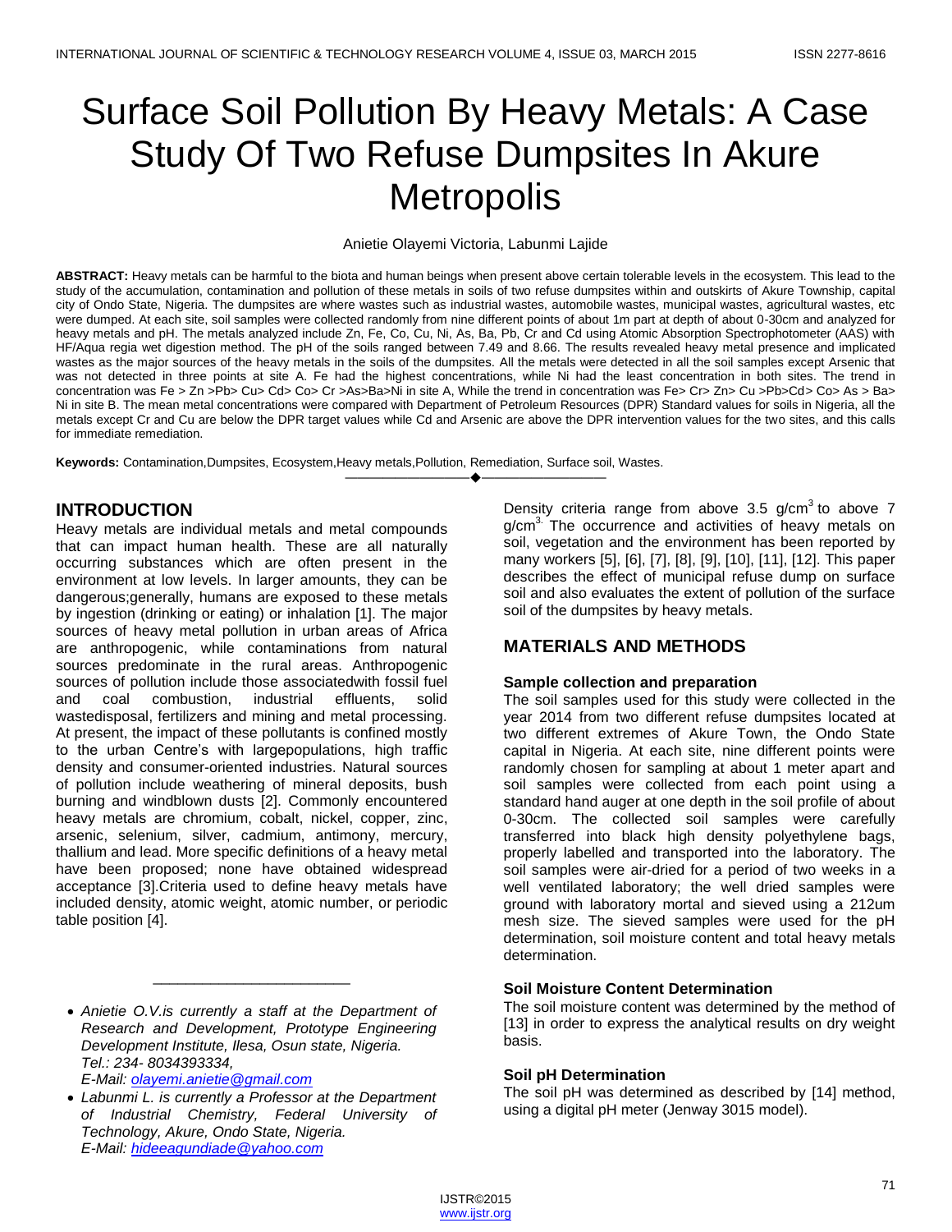# Surface Soil Pollution By Heavy Metals: A Case Study Of Two Refuse Dumpsites In Akure Metropolis

Anietie Olayemi Victoria, Labunmi Lajide

**ABSTRACT:** Heavy metals can be harmful to the biota and human beings when present above certain tolerable levels in the ecosystem. This lead to the study of the accumulation, contamination and pollution of these metals in soils of two refuse dumpsites within and outskirts of Akure Township, capital city of Ondo State, Nigeria. The dumpsites are where wastes such as industrial wastes, automobile wastes, municipal wastes, agricultural wastes, etc were dumped. At each site, soil samples were collected randomly from nine different points of about 1m part at depth of about 0-30cm and analyzed for heavy metals and pH. The metals analyzed include Zn, Fe, Co, Cu, Ni, As, Ba, Pb, Cr and Cd using Atomic Absorption Spectrophotometer (AAS) with HF/Aqua regia wet digestion method. The pH of the soils ranged between 7.49 and 8.66. The results revealed heavy metal presence and implicated wastes as the major sources of the heavy metals in the soils of the dumpsites. All the metals were detected in all the soil samples except Arsenic that was not detected in three points at site A. Fe had the highest concentrations, while Ni had the least concentration in both sites. The trend in concentration was Fe > Zn >Pb> Cu> Cd> Co> Cr >As>Ba>Ni in site A, While the trend in concentration was Fe> Cr> Zn> Cu >Pb>Cd> Co> As > Ba> Ni in site B. The mean metal concentrations were compared with Department of Petroleum Resources (DPR) Standard values for soils in Nigeria, all the metals except Cr and Cu are below the DPR target values while Cd and Arsenic are above the DPR intervention values for the two sites, and this calls for immediate remediation.

**Keywords:** Contamination,Dumpsites, Ecosystem,Heavy metals,Pollution, Remediation, Surface soil, Wastes.

## INTRODUCTION

Heavy metals are individual metals and metal compounds that can impact human health. These are all naturally occurring substances which are often present in the environment at low levels. In larger amounts, they can be dangerous;generally, humans are exposed to these metals by ingestion (drinking or eating) or inhalation [1]. The major sources of heavy metal pollution in urban areas of Africa are anthropogenic, while contaminations from natural sources predominate in the rural areas. Anthropogenic sources of pollution include those associatedwith fossil fuel and coal combustion, industrial effluents, solid wastedisposal, fertilizers and mining and metal processing. At present, the impact of these pollutants is confined mostly to the urban Centre's with largepopulations, high traffic density and consumer-oriented industries. Natural sources of pollution include weathering of mineral deposits, bush burning and windblown dusts [2]. Commonly encountered heavy metals are chromium, cobalt, nickel, copper, zinc, arsenic, selenium, silver, cadmium, antimony, mercury, thallium and lead. More specific definitions of a heavy metal have been proposed; none have obtained widespread acceptance [3].Criteria used to define heavy metals have included density, atomic weight, atomic number, or periodic table position [4].

- *Anietie O.V.is currently a staff at the Department of Research and Development, Prototype Engineering Development Institute, Ilesa, Osun state, Nigeria. Tel.: 234- 8034393334, E-Mail: olayemi.anietie@gmail.com*
- *Labunmi L. is currently a Professor at the Department of Industrial Chemistry, Federal University of Technology, Akure, Ondo State, Nigeria. E-Mail: hideeagundiade@yahoo.com*

Density criteria range from above 3.5 $g/cm^3$ to above 7 $g/cm^3$. The occurrence and activities of heavy metals on soil, vegetation and the environment has been reported by many workers [5], [6], [7], [8], [9], [10], [11], [12]. This paper describes the effect of municipal refuse dump on surface soil and also evaluates the extent of pollution of the surface soil of the dumpsites by heavy metals.

## MATERIALS AND METHODS

### Sample collection and preparation

The soil samples used for this study were collected in the year 2014 from two different refuse dumpsites located at two different extremes of Akure Town, the Ondo State capital in Nigeria. At each site, nine different points were randomly chosen for sampling at about 1 meter apart and soil samples were collected from each point using a standard hand auger at one depth in the soil profile of about 0-30cm. The collected soil samples were carefully transferred into black high density polyethylene bags, properly labelled and transported into the laboratory. The soil samples were air-dried for a period of two weeks in a well ventilated laboratory; the well dried samples were ground with laboratory mortal and sieved using a 212um mesh size. The sieved samples were used for the pH determination, soil moisture content and total heavy metals determination.

### Soil Moisture Content Determination

The soil moisture content was determined by the method of [13] in order to express the analytical results on dry weight basis.

### Soil pH Determination

The soil pH was determined as described by [14] method, using a digital pH meter (Jenway 3015 model).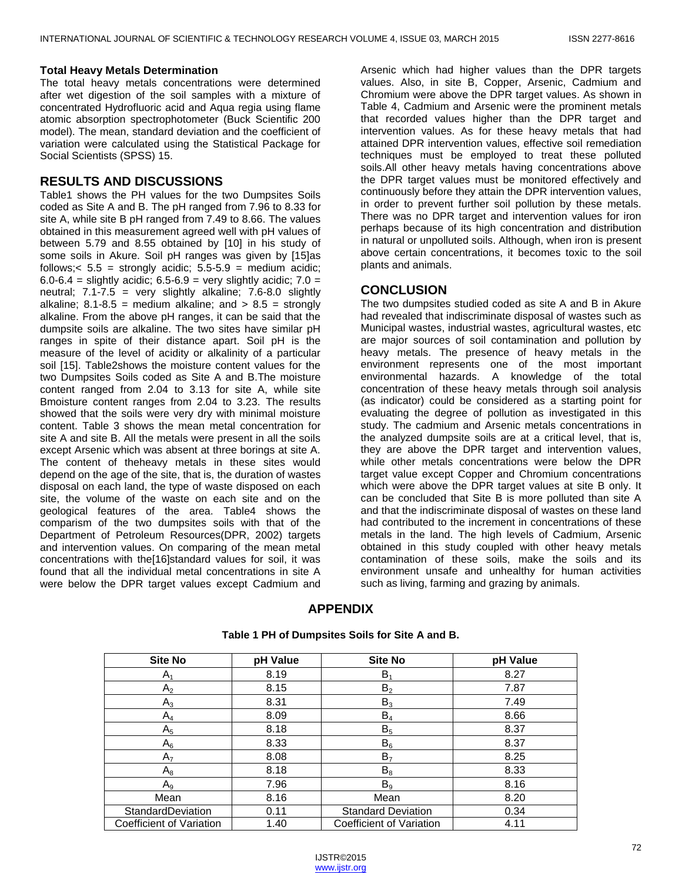### Total Heavy Metals Determination

The total heavy metals concentrations were determined after wet digestion of the soil samples with a mixture of concentrated Hydrofluoric acid and Aqua regia using flame atomic absorption spectrophotometer (Buck Scientific 200 model). The mean, standard deviation and the coefficient of variation were calculated using the Statistical Package for Social Scientists (SPSS) 15.

## RESULTS AND DISCUSSIONS

Table1 shows the PH values for the two Dumpsites Soils coded as Site A and B. The pH ranged from 7.96 to 8.33 for site A, while site B pH ranged from 7.49 to 8.66. The values obtained in this measurement agreed well with pH values of between 5.79 and 8.55 obtained by [10] in his study of some soils in Akure. Soil pH ranges was given by [15]as follows;< 5.5 = strongly acidic; 5.5-5.9 = medium acidic; 6.0-6.4 = slightly acidic; 6.5-6.9 = very slightly acidic; 7.0 = neutral; 7.1-7.5 = very slightly alkaline; 7.6-8.0 slightly alkaline; 8.1-8.5 = medium alkaline; and > 8.5 = strongly alkaline. From the above pH ranges, it can be said that the dumpsite soils are alkaline. The two sites have similar pH ranges in spite of their distance apart. Soil pH is the measure of the level of acidity or alkalinity of a particular soil [15]. Table2shows the moisture content values for the two Dumpsites Soils coded as Site A and B.The moisture content ranged from 2.04 to 3.13 for site A, while site Bmoisture content ranges from 2.04 to 3.23. The results showed that the soils were very dry with minimal moisture content. Table 3 shows the mean metal concentration for site A and site B. All the metals were present in all the soils except Arsenic which was absent at three borings at site A. The content of theheavy metals in these sites would depend on the age of the site, that is, the duration of wastes disposal on each land, the type of waste disposed on each site, the volume of the waste on each site and on the geological features of the area. Table4 shows the comparism of the two dumpsites soils with that of the Department of Petroleum Resources(DPR, 2002) targets and intervention values. On comparing of the mean metal concentrations with the[16]standard values for soil, it was found that all the individual metal concentrations in site A were below the DPR target values except Cadmium and Arsenic which had higher values than the DPR targets values. Also, in site B, Copper, Arsenic, Cadmium and Chromium were above the DPR target values. As shown in Table 4, Cadmium and Arsenic were the prominent metals that recorded values higher than the DPR target and intervention values. As for these heavy metals that had attained DPR intervention values, effective soil remediation techniques must be employed to treat these polluted soils.All other heavy metals having concentrations above the DPR target values must be monitored effectively and continuously before they attain the DPR intervention values, in order to prevent further soil pollution by these metals. There was no DPR target and intervention values for iron perhaps because of its high concentration and distribution in natural or unpolluted soils. Although, when iron is present above certain concentrations, it becomes toxic to the soil plants and animals.

## CONCLUSION

The two dumpsites studied coded as site A and B in Akure had revealed that indiscriminate disposal of wastes such as Municipal wastes, industrial wastes, agricultural wastes, etc are major sources of soil contamination and pollution by heavy metals. The presence of heavy metals in the environment represents one of the most important environmental hazards. A knowledge of the total concentration of these heavy metals through soil analysis (as indicator) could be considered as a starting point for evaluating the degree of pollution as investigated in this study. The cadmium and Arsenic metals concentrations in the analyzed dumpsite soils are at a critical level, that is, they are above the DPR target and intervention values, while other metals concentrations were below the DPR target value except Copper and Chromium concentrations which were above the DPR target values at site B only. It can be concluded that Site B is more polluted than site A and that the indiscriminate disposal of wastes on these land had contributed to the increment in concentrations of these metals in the land. The high levels of Cadmium, Arsenic obtained in this study coupled with other heavy metals contamination of these soils, make the soils and its environment unsafe and unhealthy for human activities such as living, farming and grazing by animals.

## APPENDIX

**Table 1 PH of Dumpsites Soils for Site A and B.**

| Site No | pH Value | Site No | pH Value |
|---|---|---|---|
| $A_1$ | 8.19 | $B_1$ | 8.27 |
| $A_2$ | 8.15 | $B_2$ | 7.87 |
| $A_3$ | 8.31 | $B_3$ | 7.49 |
| $A_4$ | 8.09 | $B_4$ | 8.66 |
| $A_5$ | 8.18 | $B_5$ | 8.37 |
| $A_6$ | 8.33 | $B_6$ | 8.37 |
| $A_7$ | 8.08 | $B_7$ | 8.25 |
| $A_8$ | 8.18 | $B_8$ | 8.33 |
| $A_9$ | 7.96 | $B_9$ | 8.16 |
| Mean | 8.16 | Mean | 8.20 |
| StandardDeviation | 0.11 | Standard Deviation | 0.34 |
| Coefficient of Variation | 1.40 | Coefficient of Variation | 4.11 |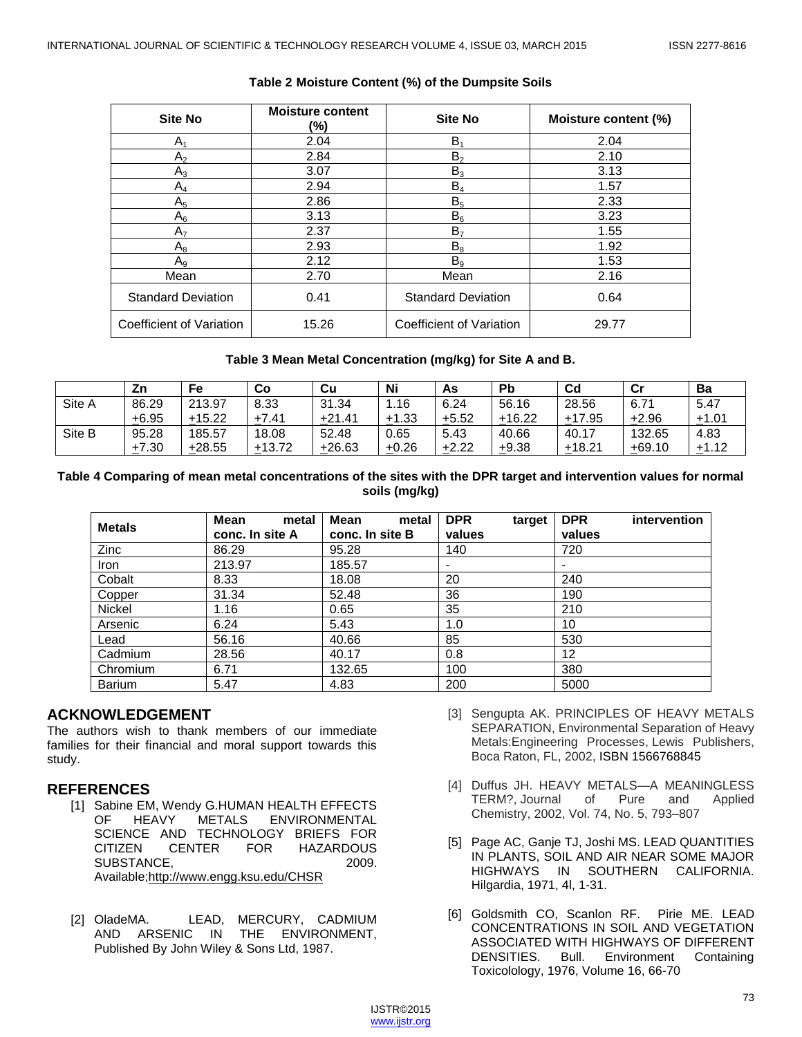**Table 2 Moisture Content (%) of the Dumpsite Soils**

| Site No | Moisture content (%) | Site No | Moisture content (%) |
|---|---|---|---|
| $A_1$ | 2.04 | $B_1$ | 2.04 |
| $A_2$ | 2.84 | $B_2$ | 2.10 |
| $A_3$ | 3.07 | $B_3$ | 3.13 |
| $A_4$ | 2.94 | $B_4$ | 1.57 |
| $A_5$ | 2.86 | $B_5$ | 2.33 |
| $A_6$ | 3.13 | $B_6$ | 3.23 |
| $A_7$ | 2.37 | $B_7$ | 1.55 |
| $A_8$ | 2.93 | $B_8$ | 1.92 |
| $A_9$ | 2.12 | $B_9$ | 1.53 |
| Mean | 2.70 | Mean | 2.16 |
| Standard Deviation | 0.41 | Standard Deviation | 0.64 |
| Coefficient of Variation | 15.26 | Coefficient of Variation | 29.77 |

**Table 3 Mean Metal Concentration (mg/kg) for Site A and B.**

| | Zn | Fe | Co | Cu | Ni | As | Pb | Cd | Cr | Ba |
|---|---|---|---|---|---|---|---|---|---|---|
| Site A | 86.29 $\pm$6.95 | 213.97 $\pm$15.22 | 8.33 $\pm$7.41 | 31.34 $\pm$21.41 | 1.16 $\pm$1.33 | 6.24 $\pm$5.52 | 56.16 $\pm$16.22 | 28.56 $\pm$17.95 | 6.71 $\pm$2.96 | 5.47 $\pm$1.01 |
| Site B | 95.28 $\pm$7.30 | 185.57 $\pm$28.55 | 18.08 $\pm$13.72 | 52.48 $\pm$26.63 | 0.65 $\pm$0.26 | 5.43 $\pm$2.22 | 40.66 $\pm$9.38 | 40.17 $\pm$18.21 | 132.65 $\pm$69.10 | 4.83 $\pm$1.12 |

**Table 4 Comparing of mean metal concentrations of the sites with the DPR target and intervention values for normal soils (mg/kg)**

| Metals | Mean metal conc. In site A | Mean metal conc. In site B | DPR target values | DPR intervention values |
|---|---|---|---|---|
| Zinc | 86.29 | 95.28 | 140 | 720 |
| Iron | 213.97 | 185.57 | - | - |
| Cobalt | 8.33 | 18.08 | 20 | 240 |
| Copper | 31.34 | 52.48 | 36 | 190 |
| Nickel | 1.16 | 0.65 | 35 | 210 |
| Arsenic | 6.24 | 5.43 | 1.0 | 10 |
| Lead | 56.16 | 40.66 | 85 | 530 |
| Cadmium | 28.56 | 40.17 | 0.8 | 12 |
| Chromium | 6.71 | 132.65 | 100 | 380 |
| Barium | 5.47 | 4.83 | 200 | 5000 |

## ACKNOWLEDGEMENT

The authors wish to thank members of our immediate families for their financial and moral support towards this study.

## REFERENCES

[1] Sabine EM, Wendy G.HUMAN HEALTH EFFECTS OF HEAVY METALS ENVIRONMENTAL SCIENCE AND TECHNOLOGY BRIEFS FOR CITIZEN CENTER FOR HAZARDOUS SUBSTANCE, 2009. Available;http://www.engg.ksu.edu/CHSR

[2] OladeMA. LEAD, MERCURY, CADMIUM AND ARSENIC IN THE ENVIRONMENT, Published By John Wiley & Sons Ltd, 1987.

[3] Sengupta AK. PRINCIPLES OF HEAVY METALS SEPARATION, Environmental Separation of Heavy Metals:Engineering Processes, Lewis Publishers, Boca Raton, FL, 2002, ISBN 1566768845

[4] Duffus JH. HEAVY METALS—A MEANINGLESS TERM?, Journal of Pure and Applied Chemistry, 2002, Vol. 74, No. 5, 793–807

[5] Page AC, Ganje TJ, Joshi MS. LEAD QUANTITIES IN PLANTS, SOIL AND AIR NEAR SOME MAJOR HIGHWAYS IN SOUTHERN CALIFORNIA. Hilgardia, 1971, 4l, 1-31.

[6] Goldsmith CO, Scanlon RF. Pirie ME. LEAD CONCENTRATIONS IN SOIL AND VEGETATION ASSOCIATED WITH HIGHWAYS OF DIFFERENT DENSITIES. Bull. Environment Containing Toxicolology, 1976, Volume 16, 66-70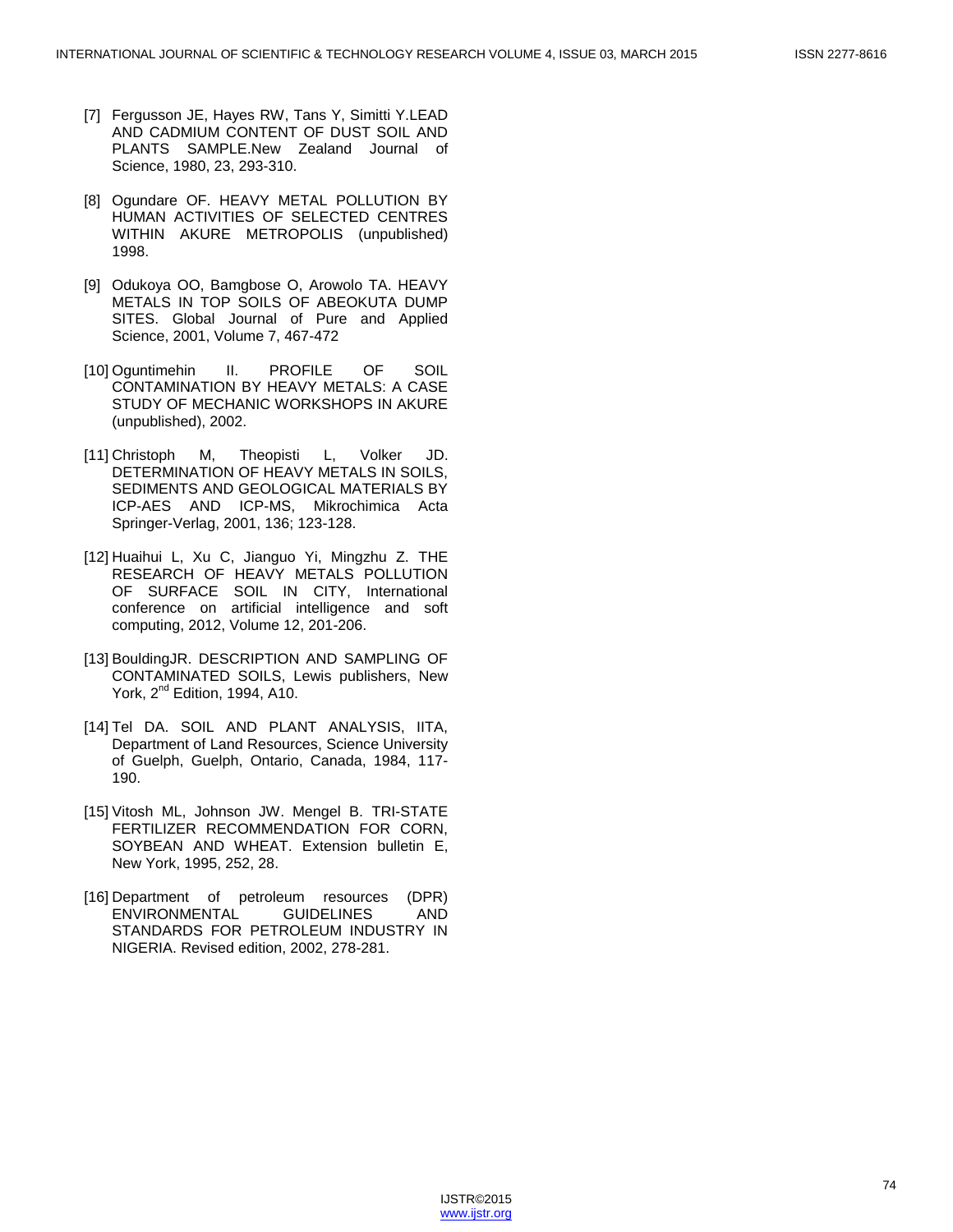[7] Fergusson JE, Hayes RW, Tans Y, Simitti Y.LEAD AND CADMIUM CONTENT OF DUST SOIL AND PLANTS SAMPLE.New Zealand Journal of Science, 1980, 23, 293-310.

[8] Ogundare OF. HEAVY METAL POLLUTION BY HUMAN ACTIVITIES OF SELECTED CENTRES WITHIN AKURE METROPOLIS (unpublished) 1998.

[9] Odukoya OO, Bamgbose O, Arowolo TA. HEAVY METALS IN TOP SOILS OF ABEOKUTA DUMP SITES. Global Journal of Pure and Applied Science, 2001, Volume 7, 467-472

[10] Oguntimehin II. PROFILE OF SOIL CONTAMINATION BY HEAVY METALS: A CASE STUDY OF MECHANIC WORKSHOPS IN AKURE (unpublished), 2002.

[11] Christoph M, Theopisti L, Volker JD. DETERMINATION OF HEAVY METALS IN SOILS, SEDIMENTS AND GEOLOGICAL MATERIALS BY ICP-AES AND ICP-MS, Mikrochimica Acta Springer-Verlag, 2001, 136; 123-128.

[12] Huaihui L, Xu C, Jianguo Yi, Mingzhu Z. THE RESEARCH OF HEAVY METALS POLLUTION OF SURFACE SOIL IN CITY, International conference on artificial intelligence and soft computing, 2012, Volume 12, 201-206.

[13] BouldingJR. DESCRIPTION AND SAMPLING OF CONTAMINATED SOILS, Lewis publishers, New York, 2nd Edition, 1994, A10.

[14] Tel DA. SOIL AND PLANT ANALYSIS, IITA, Department of Land Resources, Science University of Guelph, Guelph, Ontario, Canada, 1984, 117-190.

[15] Vitosh ML, Johnson JW. Mengel B. TRI-STATE FERTILIZER RECOMMENDATION FOR CORN, SOYBEAN AND WHEAT. Extension bulletin E, New York, 1995, 252, 28.

[16] Department of petroleum resources (DPR) ENVIRONMENTAL GUIDELINES AND STANDARDS FOR PETROLEUM INDUSTRY IN NIGERIA. Revised edition, 2002, 278-281.